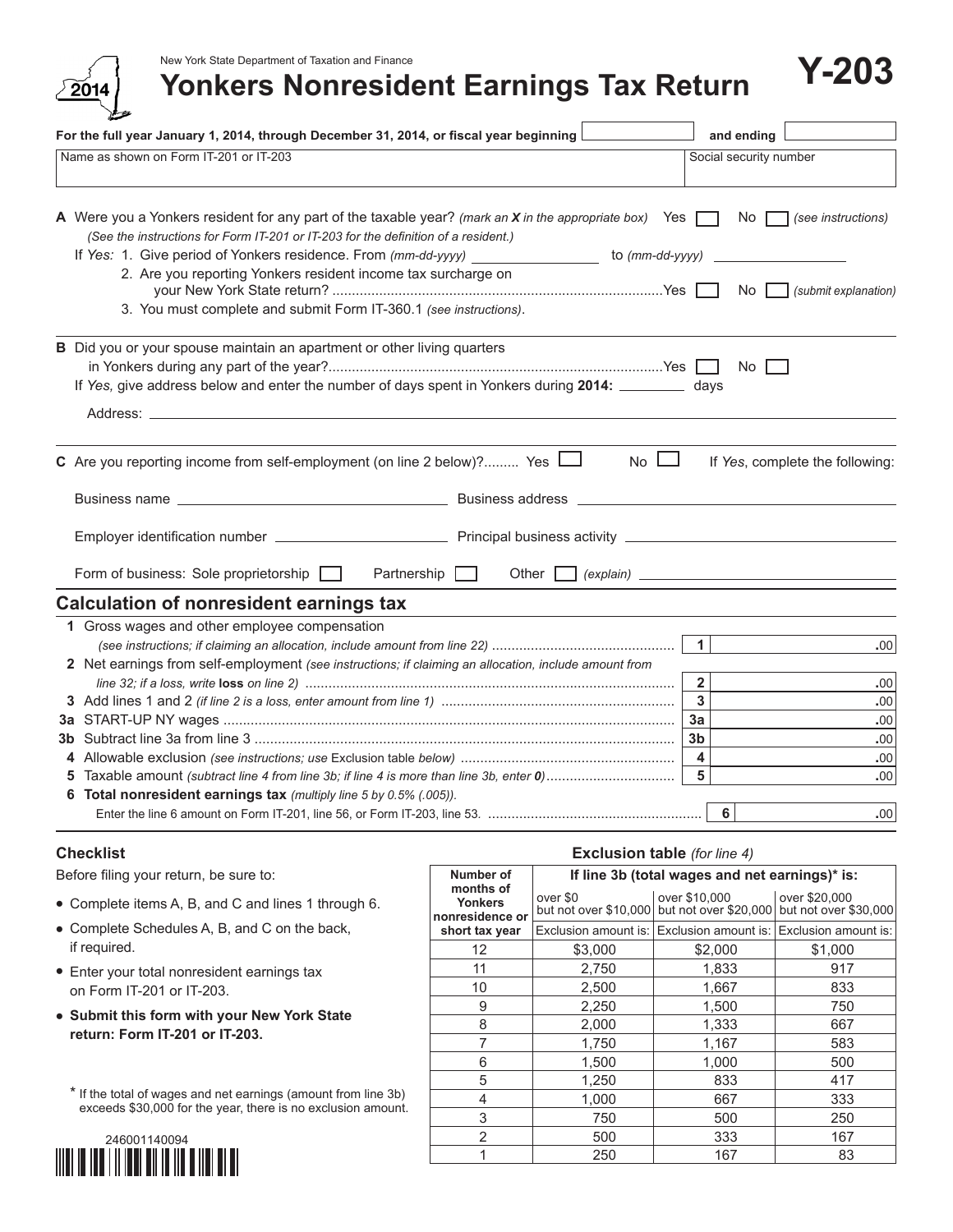New York State Department of Taxation and Finance

2014

# Yonkers Nonresident Earnings Tax Return

**Y-203**

**For the full year January 1, 2014, through December 31, 2014, or fiscal year beginning** ______ **and ending** ______

Name as shown on Form IT-201 or IT-203 | Social security number

**A** Were you a Yonkers resident for any part of the taxable year? *(mark an X in the appropriate box)* Yes ☐ No ☐ *(see instructions)*
*(See the instructions for Form IT-201 or IT-203 for the definition of a resident.)*
If *Yes:* 1. Give period of Yonkers residence. From *(mm-dd-yyyy)* ______ to *(mm-dd-yyyy)* ______
2. Are you reporting Yonkers resident income tax surcharge on your New York State return? .......... Yes ☐ No ☐ *(submit explanation)*
3. You must complete and submit Form IT-360.1 *(see instructions)*.

**B** Did you or your spouse maintain an apartment or other living quarters in Yonkers during any part of the year?.......... Yes ☐ No ☐
If *Yes,* give address below and enter the number of days spent in Yonkers during **2014:** ______ days

Address: ______

**C** Are you reporting income from self-employment (on line 2 below)?......... Yes ☐ No ☐ If *Yes*, complete the following:

Business name ______ Business address ______

Employer identification number ______ Principal business activity ______

Form of business: Sole proprietorship ☐ Partnership ☐ Other ☐ *(explain)* ______

## Calculation of nonresident earnings tax

| Line | Description | | Amount |
|---|---|---|---|
| **1** | Gross wages and other employee compensation *(see instructions; if claiming an allocation, include amount from line 22)* | 1 | .00 |
| **2** | Net earnings from self-employment *(see instructions; if claiming an allocation, include amount from line 32; if a loss, write* **loss** *on line 2)* | 2 | .00 |
| **3** | Add lines 1 and 2 *(if line 2 is a loss, enter amount from line 1)* | 3 | .00 |
| **3a** | START-UP NY wages | 3a | .00 |
| **3b** | Subtract line 3a from line 3 | 3b | .00 |
| **4** | Allowable exclusion *(see instructions; use* Exclusion table *below)* | 4 | .00 |
| **5** | Taxable amount *(subtract line 4 from line 3b; if line 4 is more than line 3b, enter 0)* | 5 | .00 |
| **6** | **Total nonresident earnings tax** *(multiply line 5 by 0.5% (.005)).* Enter the line 6 amount on Form IT-201, line 56, or Form IT-203, line 53. | 6 | .00 |

### Checklist

Before filing your return, be sure to:

- Complete items A, B, and C and lines 1 through 6.
- Complete Schedules A, B, and C on the back, if required.
- Enter your total nonresident earnings tax on Form IT-201 or IT-203.
- **Submit this form with your New York State return: Form IT-201 or IT-203.**

\* If the total of wages and net earnings (amount from line 3b) exceeds $30,000 for the year, there is no exclusion amount.

### Exclusion table *(for line 4)*

| Number of months of Yonkers nonresidence or short tax year | If line 3b (total wages and net earnings)* is: | | |
|---|---|---|---|
| | over $0 but not over $10,000 | over $10,000 but not over $20,000 | over $20,000 but not over $30,000 |
| | Exclusion amount is: | Exclusion amount is: | Exclusion amount is: |
| 12 | $3,000 | $2,000 | $1,000 |
| 11 | 2,750 | 1,833 | 917 |
| 10 | 2,500 | 1,667 | 833 |
| 9 | 2,250 | 1,500 | 750 |
| 8 | 2,000 | 1,333 | 667 |
| 7 | 1,750 | 1,167 | 583 |
| 6 | 1,500 | 1,000 | 500 |
| 5 | 1,250 | 833 | 417 |
| 4 | 1,000 | 667 | 333 |
| 3 | 750 | 500 | 250 |
| 2 | 500 | 333 | 167 |
| 1 | 250 | 167 | 83 |

246001140094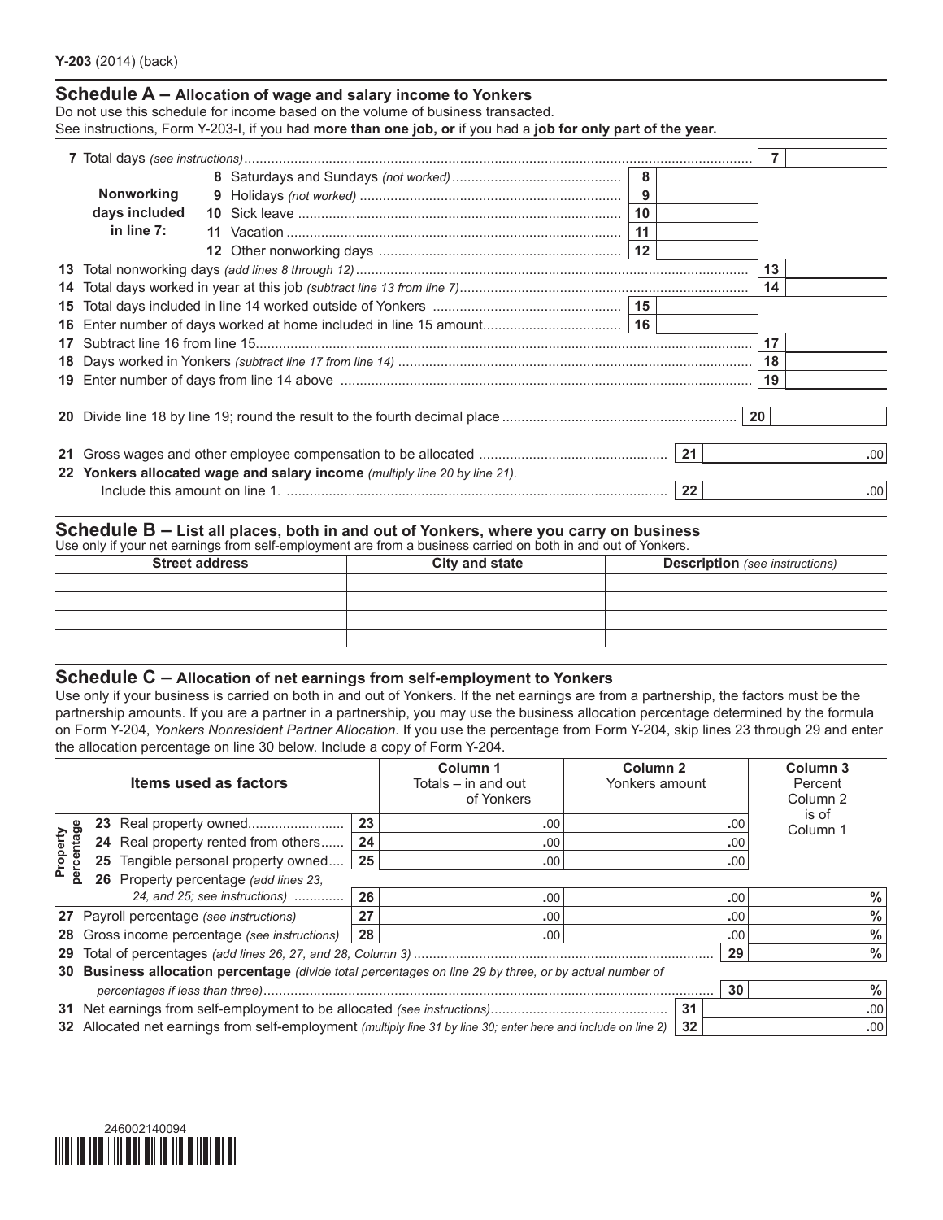Y-203 (2014) (back)

## Schedule A – Allocation of wage and salary income to Yonkers

Do not use this schedule for income based on the volume of business transacted.
See instructions, Form Y-203-I, if you had **more than one job, or** if you had a **job for only part of the year.**

| | | | | | |
|---|---|---|---|---|---|
| **7** Total days *(see instructions)* | | | | 7 | |
| **Nonworking days included in line 7:** | **8** Saturdays and Sundays *(not worked)* | 8 | | | |
| | **9** Holidays *(not worked)* | 9 | | | |
| | **10** Sick leave | 10 | | | |
| | **11** Vacation | 11 | | | |
| | **12** Other nonworking days | 12 | | | |
| **13** Total nonworking days *(add lines 8 through 12)* | | | | 13 | |
| **14** Total days worked in year at this job *(subtract line 13 from line 7)* | | | | 14 | |
| **15** Total days included in line 14 worked outside of Yonkers | | 15 | | | |
| **16** Enter number of days worked at home included in line 15 amount | | 16 | | | |
| **17** Subtract line 16 from line 15 | | | | 17 | |
| **18** Days worked in Yonkers *(subtract line 17 from line 14)* | | | | 18 | |
| **19** Enter number of days from line 14 above | | | | 19 | |
| **20** Divide line 18 by line 19; round the result to the fourth decimal place | | | | 20 | |
| **21** Gross wages and other employee compensation to be allocated | | | | 21 | .00 |
| **22 Yonkers allocated wage and salary income** *(multiply line 20 by line 21)*. Include this amount on line 1. | | | | 22 | .00 |

## Schedule B – List all places, both in and out of Yonkers, where you carry on business

Use only if your net earnings from self-employment are from a business carried on both in and out of Yonkers.

| Street address | City and state | **Description** *(see instructions)* |
|---|---|---|
| | | |
| | | |
| | | |
| | | |

## Schedule C – Allocation of net earnings from self-employment to Yonkers

Use only if your business is carried on both in and out of Yonkers. If the net earnings are from a partnership, the factors must be the partnership amounts. If you are a partner in a partnership, you may use the business allocation percentage determined by the formula on Form Y-204, *Yonkers Nonresident Partner Allocation*. If you use the percentage from Form Y-204, skip lines 23 through 29 and enter the allocation percentage on line 30 below. Include a copy of Form Y-204.

| Items used as factors | | Column 1 Totals – in and out of Yonkers | Column 2 Yonkers amount | Column 3 Percent Column 2 is of Column 1 |
|---|---|---|---|---|
| **Property percentage** **23** Real property owned | 23 | .00 | .00 | |
| **24** Real property rented from others | 24 | .00 | .00 | |
| **25** Tangible personal property owned | 25 | .00 | .00 | |
| **26** Property percentage *(add lines 23, 24, and 25; see instructions)* | 26 | .00 | .00 | % |
| **27** Payroll percentage *(see instructions)* | 27 | .00 | .00 | % |
| **28** Gross income percentage *(see instructions)* | 28 | .00 | .00 | % |
| **29** Total of percentages *(add lines 26, 27, and 28, Column 3)* | | | 29 | % |
| **30 Business allocation percentage** *(divide total percentages on line 29 by three, or by actual number of percentages if less than three)* | | | 30 | % |
| **31** Net earnings from self-employment to be allocated *(see instructions)* | | 31 | | .00 |
| **32** Allocated net earnings from self-employment *(multiply line 31 by line 30; enter here and include on line 2)* | | 32 | | .00 |

246002140094